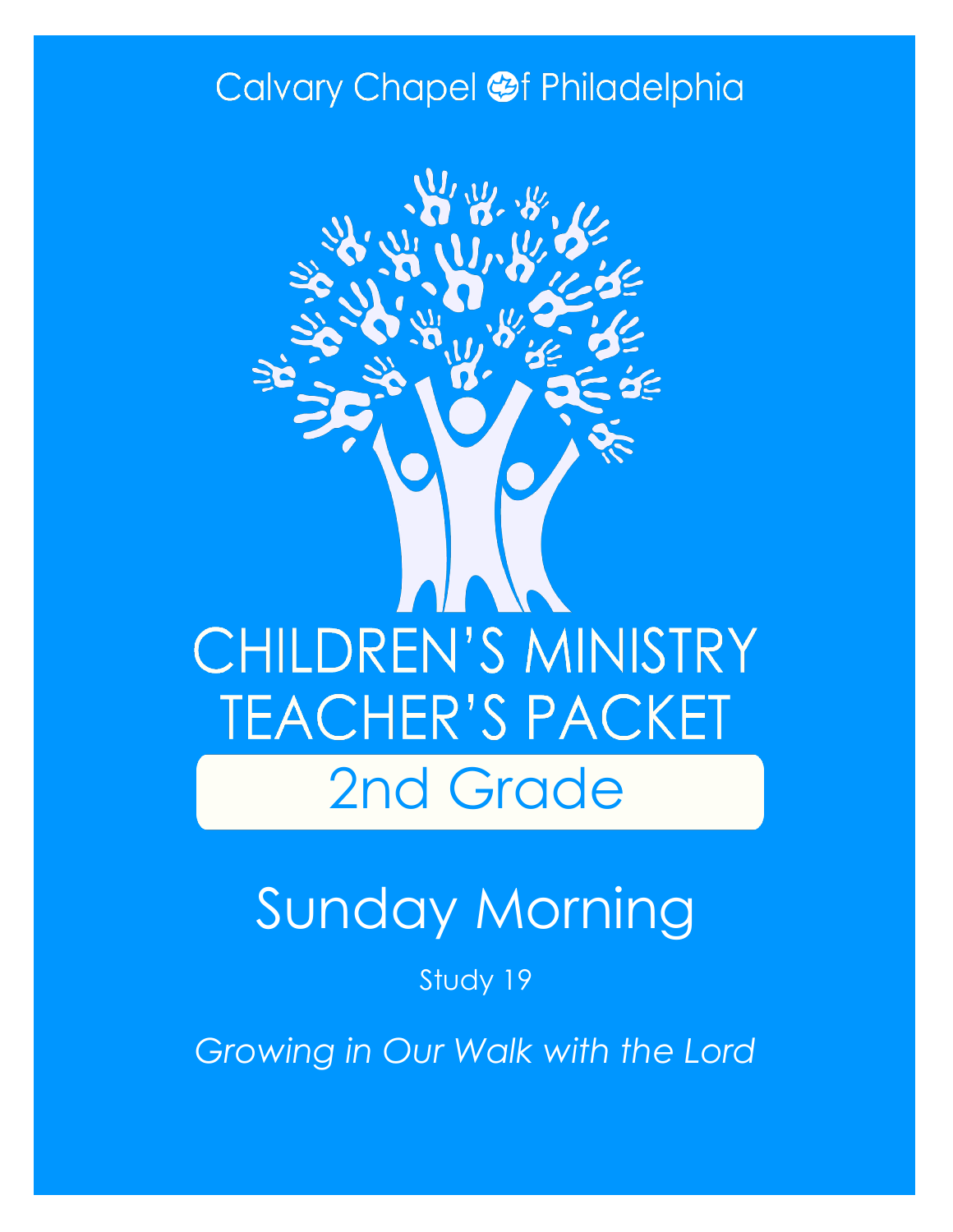Calvary Chapel of Philadelphia

# CHILDREN'S MINISTRY TEACHER'S PACKET

## 2nd Grade

# Sunday Morning

Study 19

*Growing in Our Walk with the Lord*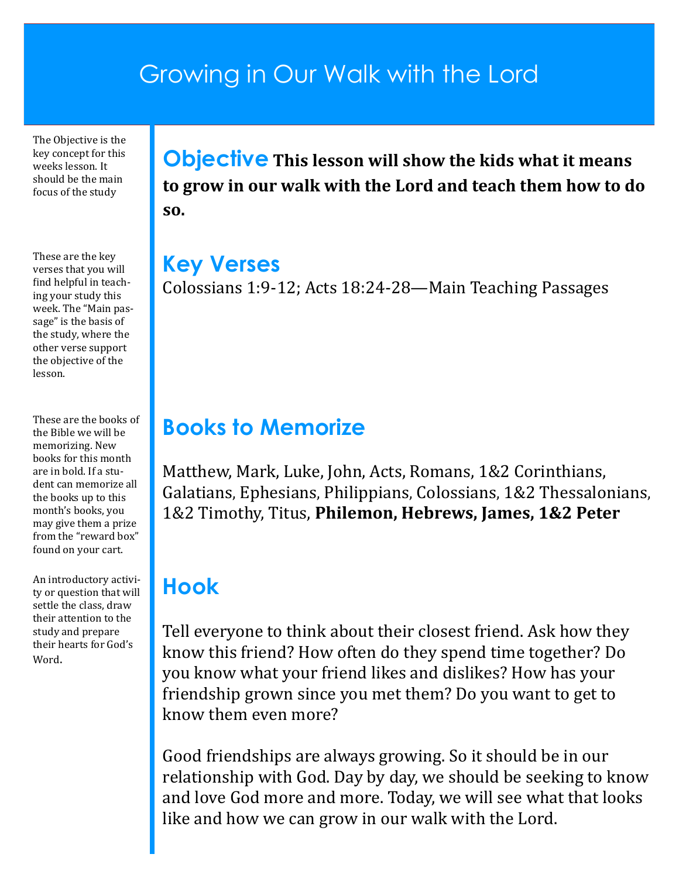# Growing in Our Walk with the Lord

The Objective is the key concept for this weeks lesson. It should be the main focus of the study

## Objective

**This lesson will show the kids what it means to grow in our walk with the Lord and teach them how to do so.**

These are the key verses that you will find helpful in teaching your study this week. The "Main passage" is the basis of the study, where the other verse support the objective of the lesson.

## Key Verses

Colossians 1:9-12; Acts 18:24-28—Main Teaching Passages

These are the books of the Bible we will be memorizing. New books for this month are in bold. If a student can memorize all the books up to this month's books, you may give them a prize from the "reward box" found on your cart.

## Books to Memorize

Matthew, Mark, Luke, John, Acts, Romans, 1&2 Corinthians, Galatians, Ephesians, Philippians, Colossians, 1&2 Thessalonians, 1&2 Timothy, Titus, **Philemon, Hebrews, James, 1&2 Peter**

An introductory activity or question that will settle the class, draw their attention to the study and prepare their hearts for God's Word.

## Hook

Tell everyone to think about their closest friend. Ask how they know this friend? How often do they spend time together? Do you know what your friend likes and dislikes? How has your friendship grown since you met them? Do you want to get to know them even more?

Good friendships are always growing. So it should be in our relationship with God. Day by day, we should be seeking to know and love God more and more. Today, we will see what that looks like and how we can grow in our walk with the Lord.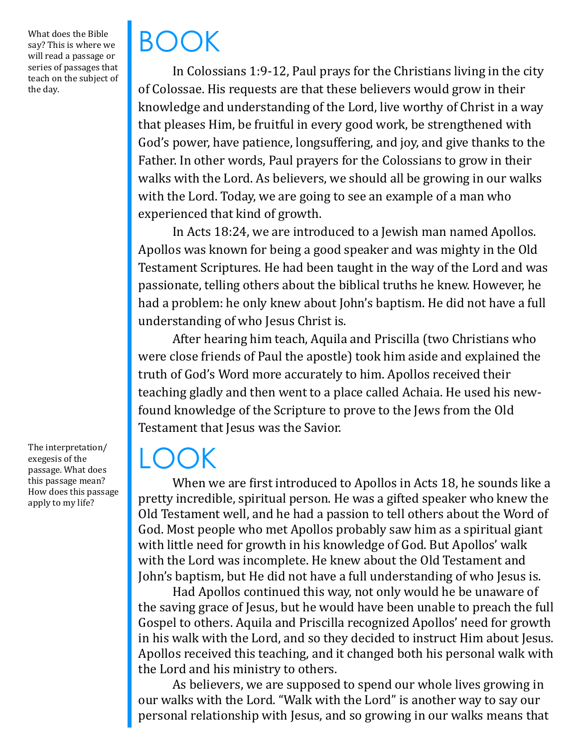What does the Bible say? This is where we will read a passage or series of passages that teach on the subject of the day.

# BOOK

In Colossians 1:9-12, Paul prays for the Christians living in the city of Colossae. His requests are that these believers would grow in their knowledge and understanding of the Lord, live worthy of Christ in a way that pleases Him, be fruitful in every good work, be strengthened with God's power, have patience, longsuffering, and joy, and give thanks to the Father. In other words, Paul prayers for the Colossians to grow in their walks with the Lord. As believers, we should all be growing in our walks with the Lord. Today, we are going to see an example of a man who experienced that kind of growth.

In Acts 18:24, we are introduced to a Jewish man named Apollos. Apollos was known for being a good speaker and was mighty in the Old Testament Scriptures. He had been taught in the way of the Lord and was passionate, telling others about the biblical truths he knew. However, he had a problem: he only knew about John's baptism. He did not have a full understanding of who Jesus Christ is.

After hearing him teach, Aquila and Priscilla (two Christians who were close friends of Paul the apostle) took him aside and explained the truth of God's Word more accurately to him. Apollos received their teaching gladly and then went to a place called Achaia. He used his new-found knowledge of the Scripture to prove to the Jews from the Old Testament that Jesus was the Savior.

The interpretation/exegesis of the passage. What does this passage mean? How does this passage apply to my life?

# LOOK

When we are first introduced to Apollos in Acts 18, he sounds like a pretty incredible, spiritual person. He was a gifted speaker who knew the Old Testament well, and he had a passion to tell others about the Word of God. Most people who met Apollos probably saw him as a spiritual giant with little need for growth in his knowledge of God. But Apollos' walk with the Lord was incomplete. He knew about the Old Testament and John's baptism, but He did not have a full understanding of who Jesus is.

Had Apollos continued this way, not only would he be unaware of the saving grace of Jesus, but he would have been unable to preach the full Gospel to others. Aquila and Priscilla recognized Apollos' need for growth in his walk with the Lord, and so they decided to instruct Him about Jesus. Apollos received this teaching, and it changed both his personal walk with the Lord and his ministry to others.

As believers, we are supposed to spend our whole lives growing in our walks with the Lord. "Walk with the Lord" is another way to say our personal relationship with Jesus, and so growing in our walks means that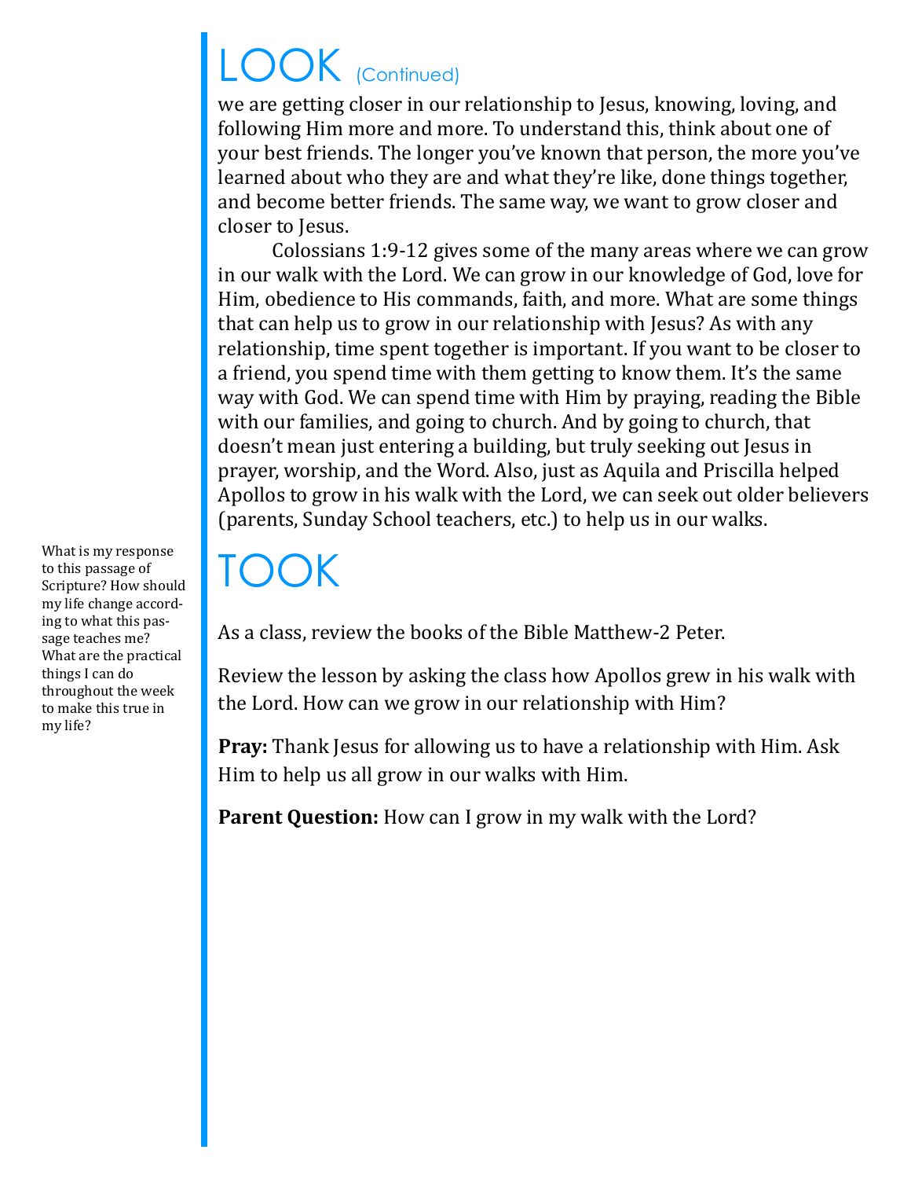# LOOK (Continued)

we are getting closer in our relationship to Jesus, knowing, loving, and following Him more and more. To understand this, think about one of your best friends. The longer you've known that person, the more you've learned about who they are and what they're like, done things together, and become better friends. The same way, we want to grow closer and closer to Jesus.

Colossians 1:9-12 gives some of the many areas where we can grow in our walk with the Lord. We can grow in our knowledge of God, love for Him, obedience to His commands, faith, and more. What are some things that can help us to grow in our relationship with Jesus? As with any relationship, time spent together is important. If you want to be closer to a friend, you spend time with them getting to know them. It's the same way with God. We can spend time with Him by praying, reading the Bible with our families, and going to church. And by going to church, that doesn't mean just entering a building, but truly seeking out Jesus in prayer, worship, and the Word. Also, just as Aquila and Priscilla helped Apollos to grow in his walk with the Lord, we can seek out older believers (parents, Sunday School teachers, etc.) to help us in our walks.

# TOOK

What is my response to this passage of Scripture? How should my life change according to what this passage teaches me? What are the practical things I can do throughout the week to make this true in my life?

As a class, review the books of the Bible Matthew-2 Peter.

Review the lesson by asking the class how Apollos grew in his walk with the Lord. How can we grow in our relationship with Him?

**Pray:** Thank Jesus for allowing us to have a relationship with Him. Ask Him to help us all grow in our walks with Him.

**Parent Question:** How can I grow in my walk with the Lord?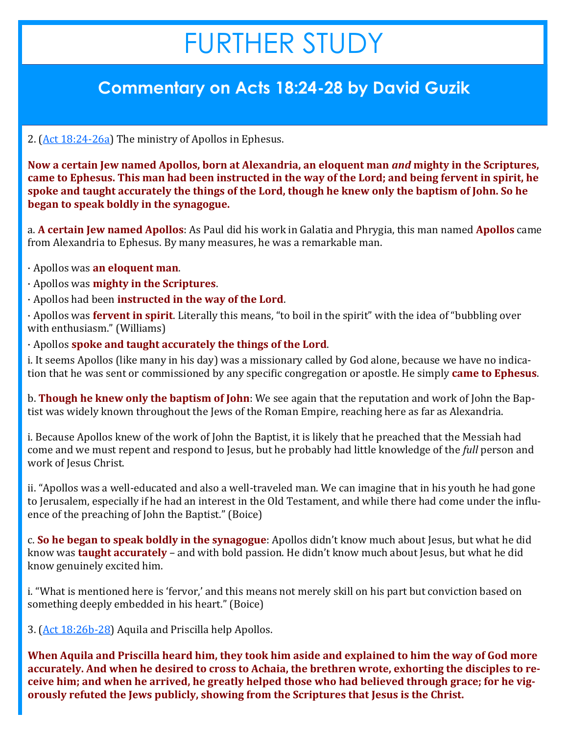# FURTHER STUDY

## Commentary on Acts 18:24-28 by David Guzik

2. ([Act 18:24-26a]) The ministry of Apollos in Ephesus.

**Now a certain Jew named Apollos, born at Alexandria, an eloquent man *and* mighty in the Scriptures, came to Ephesus. This man had been instructed in the way of the Lord; and being fervent in spirit, he spoke and taught accurately the things of the Lord, though he knew only the baptism of John. So he began to speak boldly in the synagogue.**

a. **A certain Jew named Apollos**: As Paul did his work in Galatia and Phrygia, this man named **Apollos** came from Alexandria to Ephesus. By many measures, he was a remarkable man.

· Apollos was **an eloquent man**.
· Apollos was **mighty in the Scriptures**.
· Apollos had been **instructed in the way of the Lord**.
· Apollos was **fervent in spirit**. Literally this means, "to boil in the spirit" with the idea of "bubbling over with enthusiasm." (Williams)
· Apollos **spoke and taught accurately the things of the Lord**.

i. It seems Apollos (like many in his day) was a missionary called by God alone, because we have no indication that he was sent or commissioned by any specific congregation or apostle. He simply **came to Ephesus**.

b. **Though he knew only the baptism of John**: We see again that the reputation and work of John the Baptist was widely known throughout the Jews of the Roman Empire, reaching here as far as Alexandria.

i. Because Apollos knew of the work of John the Baptist, it is likely that he preached that the Messiah had come and we must repent and respond to Jesus, but he probably had little knowledge of the *full* person and work of Jesus Christ.

ii. "Apollos was a well-educated and also a well-traveled man. We can imagine that in his youth he had gone to Jerusalem, especially if he had an interest in the Old Testament, and while there had come under the influence of the preaching of John the Baptist." (Boice)

c. **So he began to speak boldly in the synagogue**: Apollos didn't know much about Jesus, but what he did know was **taught accurately** – and with bold passion. He didn't know much about Jesus, but what he did know genuinely excited him.

i. "What is mentioned here is 'fervor,' and this means not merely skill on his part but conviction based on something deeply embedded in his heart." (Boice)

3. ([Act 18:26b-28]) Aquila and Priscilla help Apollos.

**When Aquila and Priscilla heard him, they took him aside and explained to him the way of God more accurately. And when he desired to cross to Achaia, the brethren wrote, exhorting the disciples to receive him; and when he arrived, he greatly helped those who had believed through grace; for he vigorously refuted the Jews publicly, showing from the Scriptures that Jesus is the Christ.**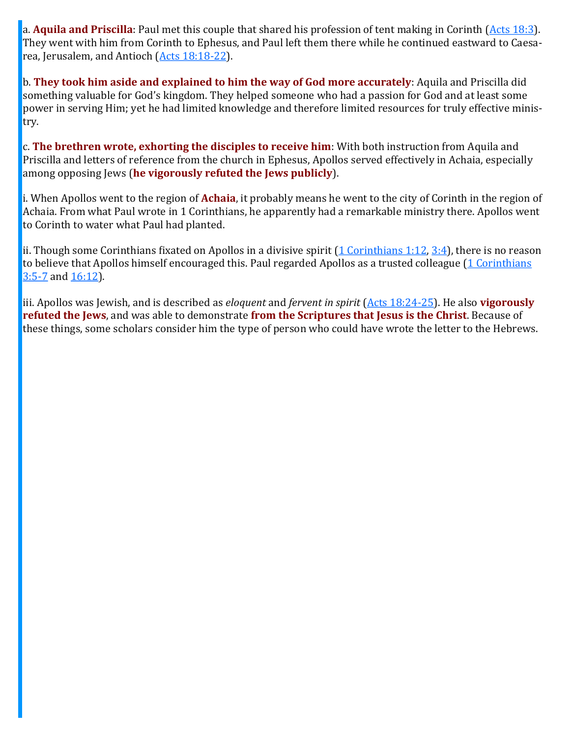a. **Aquila and Priscilla**: Paul met this couple that shared his profession of tent making in Corinth (Acts 18:3). They went with him from Corinth to Ephesus, and Paul left them there while he continued eastward to Caesarea, Jerusalem, and Antioch (Acts 18:18-22).

b. **They took him aside and explained to him the way of God more accurately**: Aquila and Priscilla did something valuable for God's kingdom. They helped someone who had a passion for God and at least some power in serving Him; yet he had limited knowledge and therefore limited resources for truly effective ministry.

c. **The brethren wrote, exhorting the disciples to receive him**: With both instruction from Aquila and Priscilla and letters of reference from the church in Ephesus, Apollos served effectively in Achaia, especially among opposing Jews (**he vigorously refuted the Jews publicly**).

i. When Apollos went to the region of **Achaia**, it probably means he went to the city of Corinth in the region of Achaia. From what Paul wrote in 1 Corinthians, he apparently had a remarkable ministry there. Apollos went to Corinth to water what Paul had planted.

ii. Though some Corinthians fixated on Apollos in a divisive spirit (1 Corinthians 1:12, 3:4), there is no reason to believe that Apollos himself encouraged this. Paul regarded Apollos as a trusted colleague (1 Corinthians 3:5-7 and 16:12).

iii. Apollos was Jewish, and is described as *eloquent* and *fervent in spirit* (Acts 18:24-25). He also **vigorously refuted the Jews**, and was able to demonstrate **from the Scriptures that Jesus is the Christ**. Because of these things, some scholars consider him the type of person who could have wrote the letter to the Hebrews.